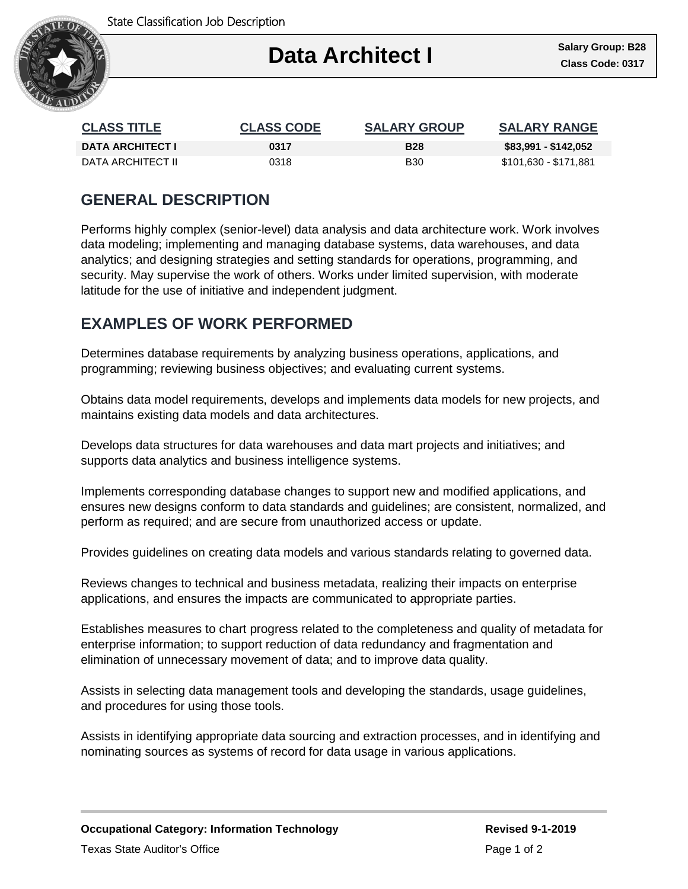State Classification Job Description

# Data Architect I

**Salary Group: B28**
**Class Code: 0317**

| CLASS TITLE | CLASS CODE | SALARY GROUP | SALARY RANGE |
|---|---|---|---|
| **DATA ARCHITECT I** | **0317** | **B28** | **$83,991 - $142,052** |
| DATA ARCHITECT II | 0318 | B30 | $101,630 - $171,881 |

## GENERAL DESCRIPTION

Performs highly complex (senior-level) data analysis and data architecture work. Work involves data modeling; implementing and managing database systems, data warehouses, and data analytics; and designing strategies and setting standards for operations, programming, and security. May supervise the work of others. Works under limited supervision, with moderate latitude for the use of initiative and independent judgment.

## EXAMPLES OF WORK PERFORMED

Determines database requirements by analyzing business operations, applications, and programming; reviewing business objectives; and evaluating current systems.

Obtains data model requirements, develops and implements data models for new projects, and maintains existing data models and data architectures.

Develops data structures for data warehouses and data mart projects and initiatives; and supports data analytics and business intelligence systems.

Implements corresponding database changes to support new and modified applications, and ensures new designs conform to data standards and guidelines; are consistent, normalized, and perform as required; and are secure from unauthorized access or update.

Provides guidelines on creating data models and various standards relating to governed data.

Reviews changes to technical and business metadata, realizing their impacts on enterprise applications, and ensures the impacts are communicated to appropriate parties.

Establishes measures to chart progress related to the completeness and quality of metadata for enterprise information; to support reduction of data redundancy and fragmentation and elimination of unnecessary movement of data; and to improve data quality.

Assists in selecting data management tools and developing the standards, usage guidelines, and procedures for using those tools.

Assists in identifying appropriate data sourcing and extraction processes, and in identifying and nominating sources as systems of record for data usage in various applications.

**Occupational Category: Information Technology**

**Revised 9-1-2019**

Texas State Auditor's Office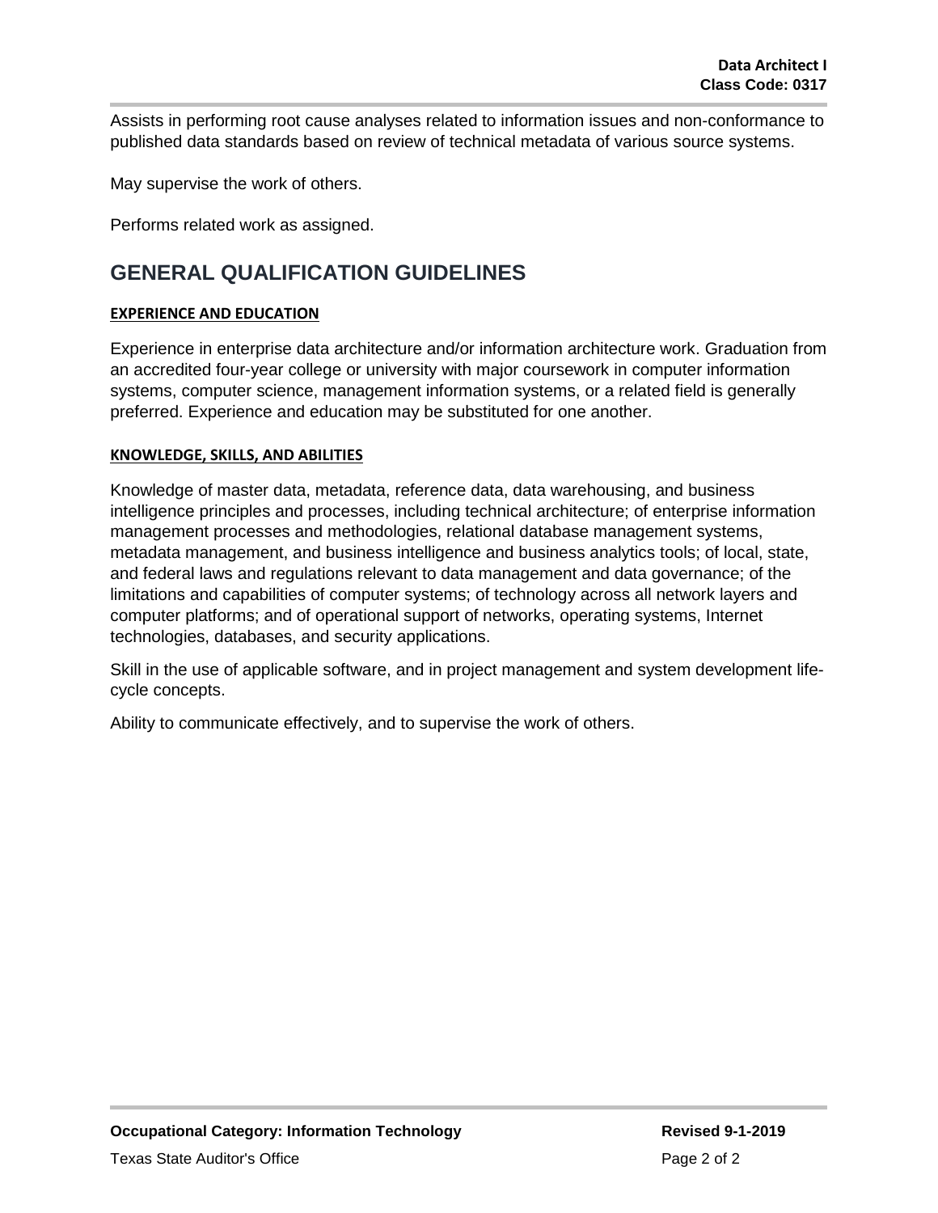Assists in performing root cause analyses related to information issues and non-conformance to published data standards based on review of technical metadata of various source systems.

May supervise the work of others.

Performs related work as assigned.

## GENERAL QUALIFICATION GUIDELINES

### EXPERIENCE AND EDUCATION

Experience in enterprise data architecture and/or information architecture work. Graduation from an accredited four-year college or university with major coursework in computer information systems, computer science, management information systems, or a related field is generally preferred. Experience and education may be substituted for one another.

### KNOWLEDGE, SKILLS, AND ABILITIES

Knowledge of master data, metadata, reference data, data warehousing, and business intelligence principles and processes, including technical architecture; of enterprise information management processes and methodologies, relational database management systems, metadata management, and business intelligence and business analytics tools; of local, state, and federal laws and regulations relevant to data management and data governance; of the limitations and capabilities of computer systems; of technology across all network layers and computer platforms; and of operational support of networks, operating systems, Internet technologies, databases, and security applications.

Skill in the use of applicable software, and in project management and system development life-cycle concepts.

Ability to communicate effectively, and to supervise the work of others.